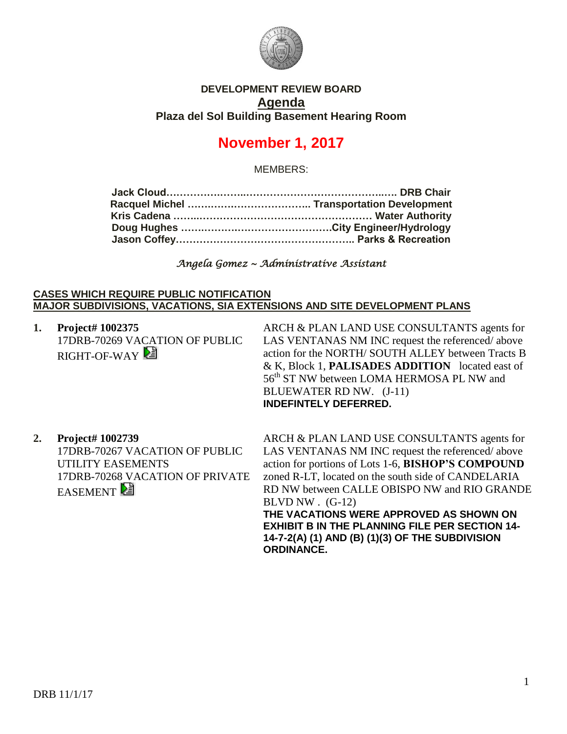**DEVELOPMENT REVIEW BOARD**

**Agenda**

**Plaza del Sol Building Basement Hearing Room**

# November 1, 2017

MEMBERS:

**Jack Cloud……………………………………………………….. DRB Chair**
**Racquel Michel ……………………………….. Transportation Development**
**Kris Cadena ……………………………………………… Water Authority**
**Doug Hughes ……………………………………….City Engineer/Hydrology**
**Jason Coffey……………………………………………….. Parks & Recreation**

*Angela Gomez ~ Administrative Assistant*

**CASES WHICH REQUIRE PUBLIC NOTIFICATION**
**MAJOR SUBDIVISIONS, VACATIONS, SIA EXTENSIONS AND SITE DEVELOPMENT PLANS**

**1. Project# 1002375**
17DRB-70269 VACATION OF PUBLIC RIGHT-OF-WAY

ARCH & PLAN LAND USE CONSULTANTS agents for LAS VENTANAS NM INC request the referenced/ above action for the NORTH/ SOUTH ALLEY between Tracts B & K, Block 1, **PALISADES ADDITION** located east of 56th ST NW between LOMA HERMOSA PL NW and BLUEWATER RD NW. (J-11)
**INDEFINTELY DEFERRED.**

**2. Project# 1002739**
17DRB-70267 VACATION OF PUBLIC UTILITY EASEMENTS
17DRB-70268 VACATION OF PRIVATE EASEMENT

ARCH & PLAN LAND USE CONSULTANTS agents for LAS VENTANAS NM INC request the referenced/ above action for portions of Lots 1-6, **BISHOP'S COMPOUND** zoned R-LT, located on the south side of CANDELARIA RD NW between CALLE OBISPO NW and RIO GRANDE BLVD NW . (G-12)
**THE VACATIONS WERE APPROVED AS SHOWN ON EXHIBIT B IN THE PLANNING FILE PER SECTION 14-14-7-2(A) (1) AND (B) (1)(3) OF THE SUBDIVISION ORDINANCE.**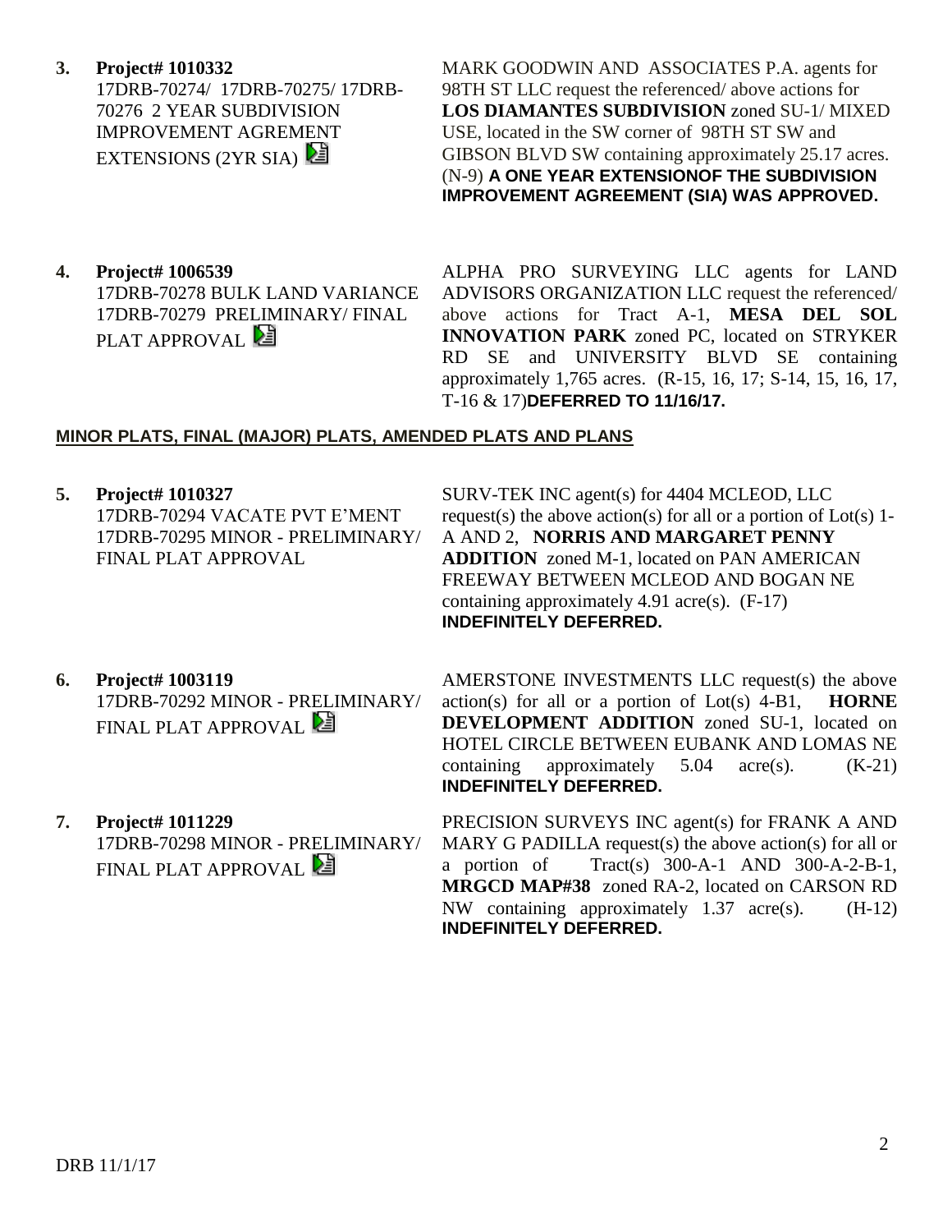**3. Project# 1010332**
17DRB-70274/ 17DRB-70275/ 17DRB-70276 2 YEAR SUBDIVISION IMPROVEMENT AGREMENT EXTENSIONS (2YR SIA)

MARK GOODWIN AND ASSOCIATES P.A. agents for 98TH ST LLC request the referenced/ above actions for **LOS DIAMANTES SUBDIVISION** zoned SU-1/ MIXED USE, located in the SW corner of 98TH ST SW and GIBSON BLVD SW containing approximately 25.17 acres. (N-9) **A ONE YEAR EXTENSIONOF THE SUBDIVISION IMPROVEMENT AGREEMENT (SIA) WAS APPROVED.**

**4. Project# 1006539**
17DRB-70278 BULK LAND VARIANCE
17DRB-70279 PRELIMINARY/ FINAL PLAT APPROVAL

ALPHA PRO SURVEYING LLC agents for LAND ADVISORS ORGANIZATION LLC request the referenced/ above actions for Tract A-1, **MESA DEL SOL INNOVATION PARK** zoned PC, located on STRYKER RD SE and UNIVERSITY BLVD SE containing approximately 1,765 acres. (R-15, 16, 17; S-14, 15, 16, 17, T-16 & 17)**DEFERRED TO 11/16/17.**

## MINOR PLATS, FINAL (MAJOR) PLATS, AMENDED PLATS AND PLANS

**5. Project# 1010327**
17DRB-70294 VACATE PVT E'MENT
17DRB-70295 MINOR - PRELIMINARY/ FINAL PLAT APPROVAL

SURV-TEK INC agent(s) for 4404 MCLEOD, LLC request(s) the above action(s) for all or a portion of Lot(s) 1-A AND 2, **NORRIS AND MARGARET PENNY ADDITION** zoned M-1, located on PAN AMERICAN FREEWAY BETWEEN MCLEOD AND BOGAN NE containing approximately 4.91 acre(s). (F-17) **INDEFINITELY DEFERRED.**

**6. Project# 1003119**
17DRB-70292 MINOR - PRELIMINARY/ FINAL PLAT APPROVAL

AMERSTONE INVESTMENTS LLC request(s) the above action(s) for all or a portion of Lot(s) 4-B1, **HORNE DEVELOPMENT ADDITION** zoned SU-1, located on HOTEL CIRCLE BETWEEN EUBANK AND LOMAS NE containing approximately 5.04 acre(s). (K-21) **INDEFINITELY DEFERRED.**

**7. Project# 1011229**
17DRB-70298 MINOR - PRELIMINARY/ FINAL PLAT APPROVAL

PRECISION SURVEYS INC agent(s) for FRANK A AND MARY G PADILLA request(s) the above action(s) for all or a portion of Tract(s) 300-A-1 AND 300-A-2-B-1, **MRGCD MAP#38** zoned RA-2, located on CARSON RD NW containing approximately 1.37 acre(s). (H-12) **INDEFINITELY DEFERRED.**

DRB 11/1/17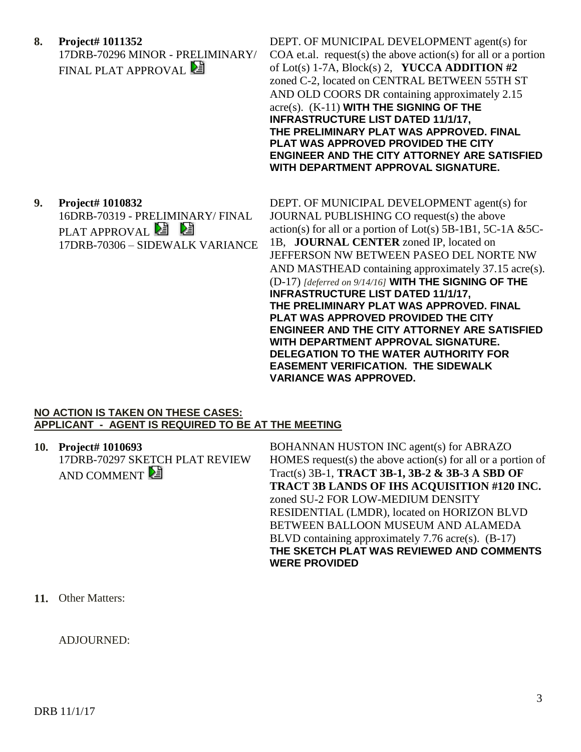**8.** **Project# 1011352**
17DRB-70296 MINOR - PRELIMINARY/ FINAL PLAT APPROVAL

DEPT. OF MUNICIPAL DEVELOPMENT agent(s) for COA et.al. request(s) the above action(s) for all or a portion of Lot(s) 1-7A, Block(s) 2, **YUCCA ADDITION #2** zoned C-2, located on CENTRAL BETWEEN 55TH ST AND OLD COORS DR containing approximately 2.15 acre(s). (K-11) **WITH THE SIGNING OF THE INFRASTRUCTURE LIST DATED 11/1/17, THE PRELIMINARY PLAT WAS APPROVED. FINAL PLAT WAS APPROVED PROVIDED THE CITY ENGINEER AND THE CITY ATTORNEY ARE SATISFIED WITH DEPARTMENT APPROVAL SIGNATURE.**

**9.** **Project# 1010832**
16DRB-70319 - PRELIMINARY/ FINAL PLAT APPROVAL
17DRB-70306 – SIDEWALK VARIANCE

DEPT. OF MUNICIPAL DEVELOPMENT agent(s) for JOURNAL PUBLISHING CO request(s) the above action(s) for all or a portion of Lot(s) 5B-1B1, 5C-1A &5C-1B, **JOURNAL CENTER** zoned IP, located on JEFFERSON NW BETWEEN PASEO DEL NORTE NW AND MASTHEAD containing approximately 37.15 acre(s). (D-17) *[deferred on 9/14/16]* **WITH THE SIGNING OF THE INFRASTRUCTURE LIST DATED 11/1/17, THE PRELIMINARY PLAT WAS APPROVED. FINAL PLAT WAS APPROVED PROVIDED THE CITY ENGINEER AND THE CITY ATTORNEY ARE SATISFIED WITH DEPARTMENT APPROVAL SIGNATURE. DELEGATION TO THE WATER AUTHORITY FOR EASEMENT VERIFICATION. THE SIDEWALK VARIANCE WAS APPROVED.**

**NO ACTION IS TAKEN ON THESE CASES:**
**APPLICANT - AGENT IS REQUIRED TO BE AT THE MEETING**

**10.** **Project# 1010693**
17DRB-70297 SKETCH PLAT REVIEW AND COMMENT

BOHANNAN HUSTON INC agent(s) for ABRAZO HOMES request(s) the above action(s) for all or a portion of Tract(s) 3B-1, **TRACT 3B-1, 3B-2 & 3B-3 A SBD OF TRACT 3B LANDS OF IHS ACQUISITION #120 INC.** zoned SU-2 FOR LOW-MEDIUM DENSITY RESIDENTIAL (LMDR), located on HORIZON BLVD BETWEEN BALLOON MUSEUM AND ALAMEDA BLVD containing approximately 7.76 acre(s). (B-17) **THE SKETCH PLAT WAS REVIEWED AND COMMENTS WERE PROVIDED**

**11.** Other Matters:

ADJOURNED: